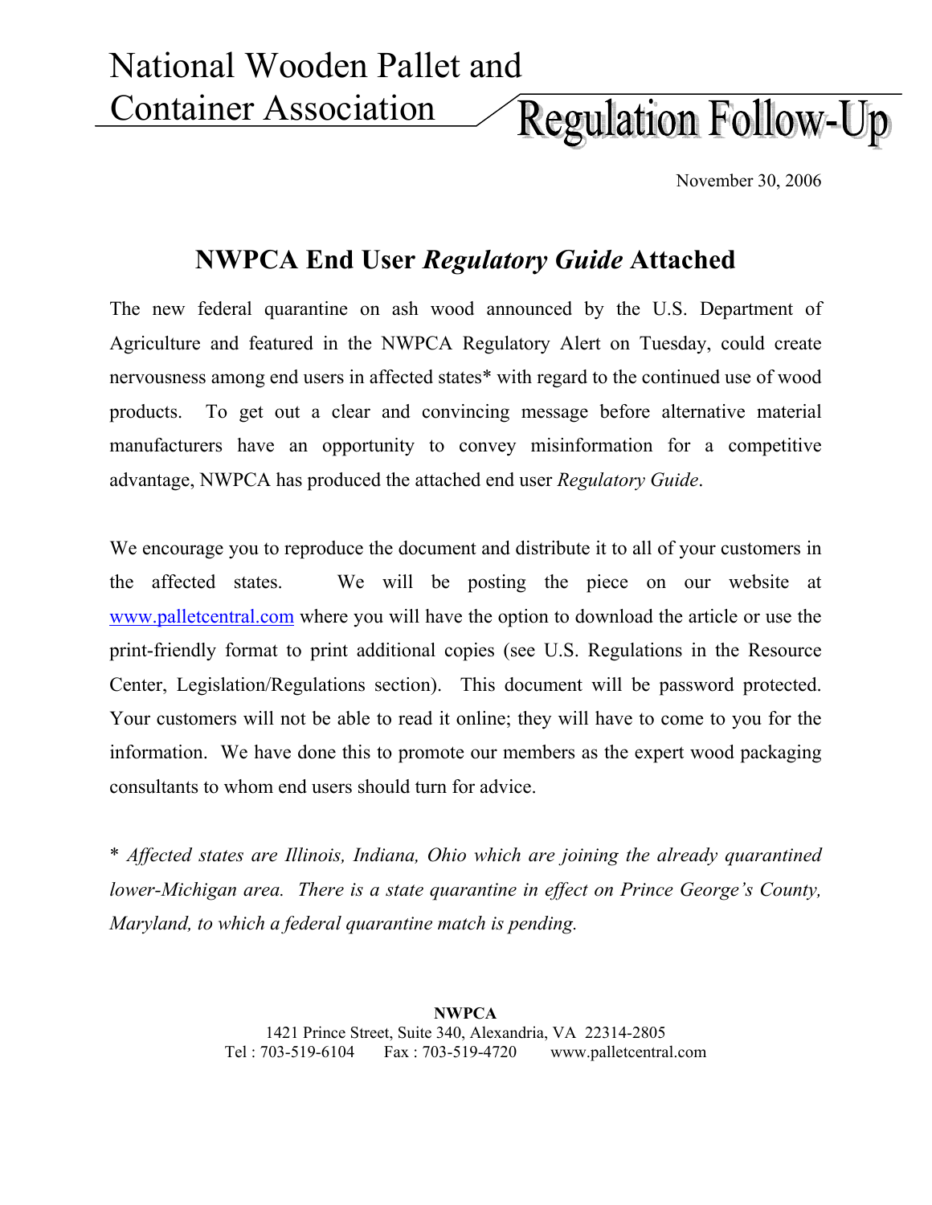# National Wooden Pallet and Container Association

## Regulation Follow-Up

November 30, 2006

## NWPCA End User *Regulatory Guide* Attached

The new federal quarantine on ash wood announced by the U.S. Department of Agriculture and featured in the NWPCA Regulatory Alert on Tuesday, could create nervousness among end users in affected states* with regard to the continued use of wood products. To get out a clear and convincing message before alternative material manufacturers have an opportunity to convey misinformation for a competitive advantage, NWPCA has produced the attached end user *Regulatory Guide*.

We encourage you to reproduce the document and distribute it to all of your customers in the affected states. We will be posting the piece on our website at www.palletcentral.com where you will have the option to download the article or use the print-friendly format to print additional copies (see U.S. Regulations in the Resource Center, Legislation/Regulations section). This document will be password protected. Your customers will not be able to read it online; they will have to come to you for the information. We have done this to promote our members as the expert wood packaging consultants to whom end users should turn for advice.

\* *Affected states are Illinois, Indiana, Ohio which are joining the already quarantined lower-Michigan area. There is a state quarantine in effect on Prince George's County, Maryland, to which a federal quarantine match is pending.*

**NWPCA**
1421 Prince Street, Suite 340, Alexandria, VA 22314-2805
Tel : 703-519-6104 Fax : 703-519-4720 www.palletcentral.com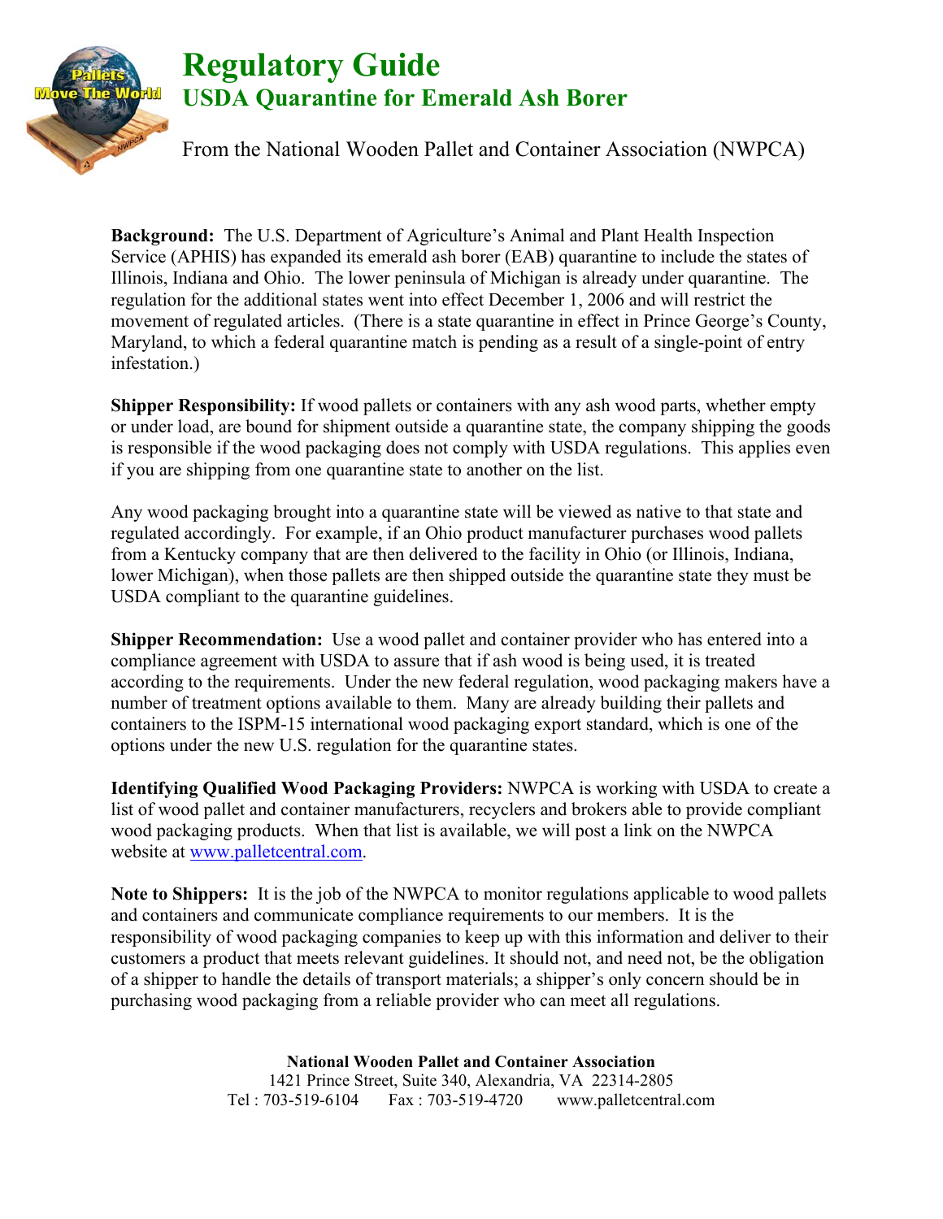# Regulatory Guide

## USDA Quarantine for Emerald Ash Borer

From the National Wooden Pallet and Container Association (NWPCA)

**Background:** The U.S. Department of Agriculture's Animal and Plant Health Inspection Service (APHIS) has expanded its emerald ash borer (EAB) quarantine to include the states of Illinois, Indiana and Ohio. The lower peninsula of Michigan is already under quarantine. The regulation for the additional states went into effect December 1, 2006 and will restrict the movement of regulated articles. (There is a state quarantine in effect in Prince George's County, Maryland, to which a federal quarantine match is pending as a result of a single-point of entry infestation.)

**Shipper Responsibility:** If wood pallets or containers with any ash wood parts, whether empty or under load, are bound for shipment outside a quarantine state, the company shipping the goods is responsible if the wood packaging does not comply with USDA regulations. This applies even if you are shipping from one quarantine state to another on the list.

Any wood packaging brought into a quarantine state will be viewed as native to that state and regulated accordingly. For example, if an Ohio product manufacturer purchases wood pallets from a Kentucky company that are then delivered to the facility in Ohio (or Illinois, Indiana, lower Michigan), when those pallets are then shipped outside the quarantine state they must be USDA compliant to the quarantine guidelines.

**Shipper Recommendation:** Use a wood pallet and container provider who has entered into a compliance agreement with USDA to assure that if ash wood is being used, it is treated according to the requirements. Under the new federal regulation, wood packaging makers have a number of treatment options available to them. Many are already building their pallets and containers to the ISPM-15 international wood packaging export standard, which is one of the options under the new U.S. regulation for the quarantine states.

**Identifying Qualified Wood Packaging Providers:** NWPCA is working with USDA to create a list of wood pallet and container manufacturers, recyclers and brokers able to provide compliant wood packaging products. When that list is available, we will post a link on the NWPCA website at www.palletcentral.com.

**Note to Shippers:** It is the job of the NWPCA to monitor regulations applicable to wood pallets and containers and communicate compliance requirements to our members. It is the responsibility of wood packaging companies to keep up with this information and deliver to their customers a product that meets relevant guidelines. It should not, and need not, be the obligation of a shipper to handle the details of transport materials; a shipper's only concern should be in purchasing wood packaging from a reliable provider who can meet all regulations.

**National Wooden Pallet and Container Association**
1421 Prince Street, Suite 340, Alexandria, VA 22314-2805
Tel : 703-519-6104 Fax : 703-519-4720 www.palletcentral.com